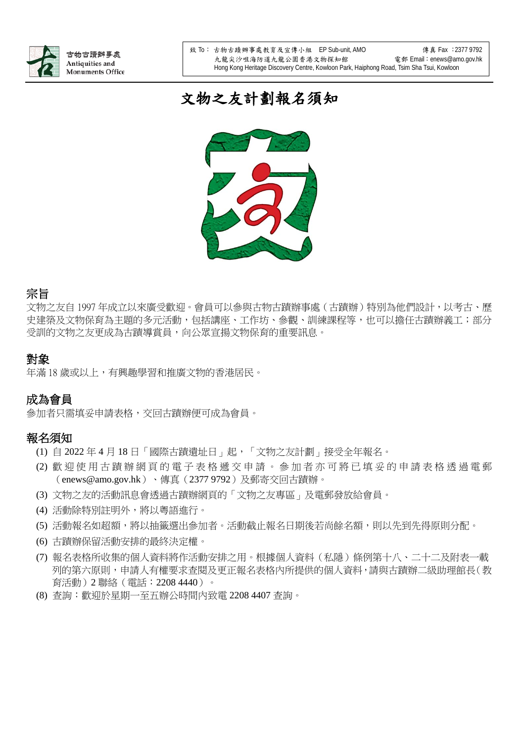古物古蹟辦事處
Antiquities and Monuments Office

致 To： 古物古蹟辦事處教育及宣傳小組 EP Sub-unit, AMO 傳真 Fax ：2377 9792
九龍尖沙咀海防道九龍公園香港文物探知館 電郵 Email：enews@amo.gov.hk
Hong Kong Heritage Discovery Centre, Kowloon Park, Haiphong Road, Tsim Sha Tsui, Kowloon

# 文物之友計劃報名須知

## 宗旨

文物之友自 1997 年成立以來廣受歡迎。會員可以參與古物古蹟辦事處（古蹟辦）特別為他們設計，以考古、歷史建築及文物保育為主題的多元活動，包括講座、工作坊、參觀、訓練課程等，也可以擔任古蹟辦義工；部分受訓的文物之友更成為古蹟導賞員，向公眾宣揚文物保育的重要訊息。

## 對象

年滿 18 歲或以上，有興趣學習和推廣文物的香港居民。

## 成為會員

參加者只需填妥申請表格，交回古蹟辦便可成為會員。

## 報名須知

(1) 自 2022 年 4 月 18 日「國際古蹟遺址日」起，「文物之友計劃」接受全年報名。
(2) 歡迎使用古蹟辦網頁的電子表格遞交申請。參加者亦可將已填妥的申請表格透過電郵（enews@amo.gov.hk）、傳真（2377 9792）及郵寄交回古蹟辦。
(3) 文物之友的活動訊息會透過古蹟辦網頁的「文物之友專區」及電郵發放給會員。
(4) 活動除特別註明外，將以粵語進行。
(5) 活動報名如超額，將以抽籤選出參加者。活動截止報名日期後若尚餘名額，則以先到先得原則分配。
(6) 古蹟辦保留活動安排的最終決定權。
(7) 報名表格所收集的個人資料將作活動安排之用。根據個人資料（私隱）條例第十八、二十二及附表一載列的第六原則，申請人有權要求查閱及更正報名表格內所提供的個人資料，請與古蹟辦二級助理館長（教育活動）2 聯絡（電話：2208 4440）。
(8) 查詢：歡迎於星期一至五辦公時間內致電 2208 4407 查詢。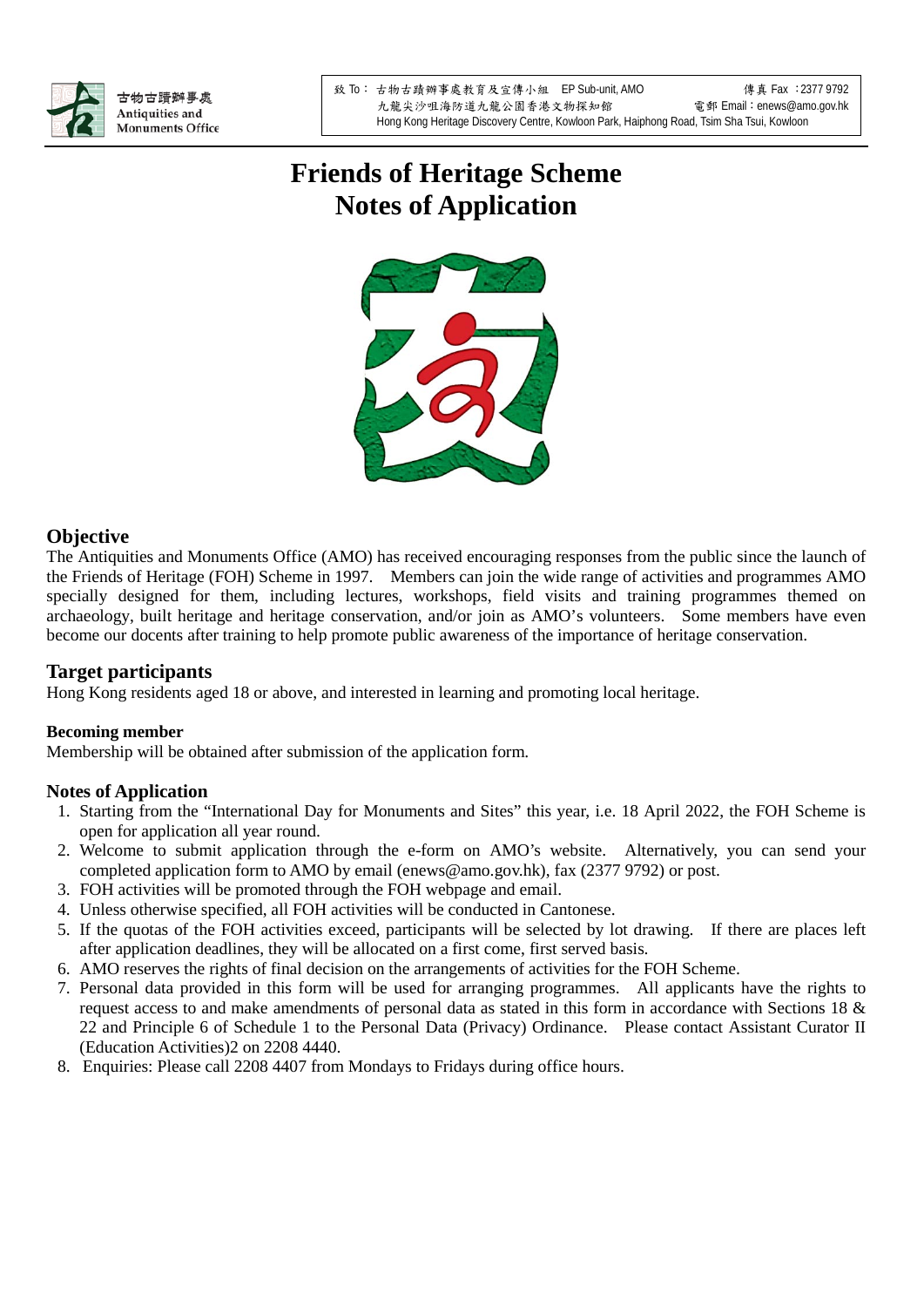致 To： 古物古蹟辦事處教育及宣傳小組 EP Sub-unit, AMO 傳真 Fax ：2377 9792
九龍尖沙咀海防道九龍公園香港文物探知館 電郵 Email：enews@amo.gov.hk
Hong Kong Heritage Discovery Centre, Kowloon Park, Haiphong Road, Tsim Sha Tsui, Kowloon

# Friends of Heritage Scheme
# Notes of Application

## Objective

The Antiquities and Monuments Office (AMO) has received encouraging responses from the public since the launch of the Friends of Heritage (FOH) Scheme in 1997. Members can join the wide range of activities and programmes AMO specially designed for them, including lectures, workshops, field visits and training programmes themed on archaeology, built heritage and heritage conservation, and/or join as AMO's volunteers. Some members have even become our docents after training to help promote public awareness of the importance of heritage conservation.

## Target participants

Hong Kong residents aged 18 or above, and interested in learning and promoting local heritage.

### Becoming member

Membership will be obtained after submission of the application form.

### Notes of Application

1. Starting from the "International Day for Monuments and Sites" this year, i.e. 18 April 2022, the FOH Scheme is open for application all year round.
2. Welcome to submit application through the e-form on AMO's website. Alternatively, you can send your completed application form to AMO by email (enews@amo.gov.hk), fax (2377 9792) or post.
3. FOH activities will be promoted through the FOH webpage and email.
4. Unless otherwise specified, all FOH activities will be conducted in Cantonese.
5. If the quotas of the FOH activities exceed, participants will be selected by lot drawing. If there are places left after application deadlines, they will be allocated on a first come, first served basis.
6. AMO reserves the rights of final decision on the arrangements of activities for the FOH Scheme.
7. Personal data provided in this form will be used for arranging programmes. All applicants have the rights to request access to and make amendments of personal data as stated in this form in accordance with Sections 18 & 22 and Principle 6 of Schedule 1 to the Personal Data (Privacy) Ordinance. Please contact Assistant Curator II (Education Activities)2 on 2208 4440.
8. Enquiries: Please call 2208 4407 from Mondays to Fridays during office hours.